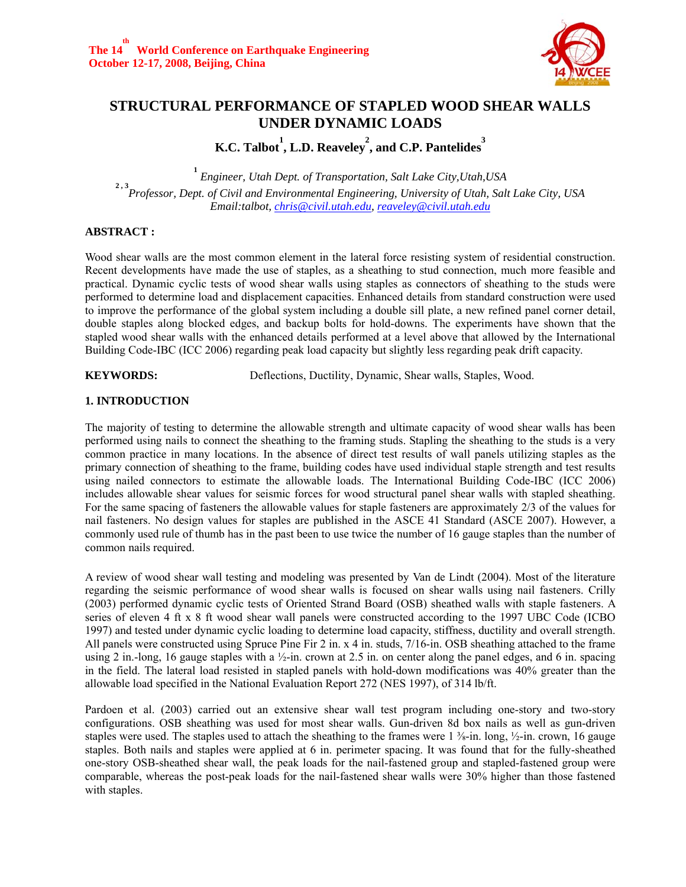# STRUCTURAL PERFORMANCE OF STAPLED WOOD SHEAR WALLS UNDER DYNAMIC LOADS

**K.C. Talbot[1], L.D. Reaveley[2], and C.P. Pantelides[3]**

[1] *Engineer, Utah Dept. of Transportation, Salt Lake City,Utah,USA*

[2,3] *Professor, Dept. of Civil and Environmental Engineering, University of Utah, Salt Lake City, USA*

*Email:talbot, chris@civil.utah.edu, reaveley@civil.utah.edu*

## ABSTRACT :

Wood shear walls are the most common element in the lateral force resisting system of residential construction. Recent developments have made the use of staples, as a sheathing to stud connection, much more feasible and practical. Dynamic cyclic tests of wood shear walls using staples as connectors of sheathing to the studs were performed to determine load and displacement capacities. Enhanced details from standard construction were used to improve the performance of the global system including a double sill plate, a new refined panel corner detail, double staples along blocked edges, and backup bolts for hold-downs. The experiments have shown that the stapled wood shear walls with the enhanced details performed at a level above that allowed by the International Building Code-IBC (ICC 2006) regarding peak load capacity but slightly less regarding peak drift capacity.

**KEYWORDS:** Deflections, Ductility, Dynamic, Shear walls, Staples, Wood.

## 1. INTRODUCTION

The majority of testing to determine the allowable strength and ultimate capacity of wood shear walls has been performed using nails to connect the sheathing to the framing studs. Stapling the sheathing to the studs is a very common practice in many locations. In the absence of direct test results of wall panels utilizing staples as the primary connection of sheathing to the frame, building codes have used individual staple strength and test results using nailed connectors to estimate the allowable loads. The International Building Code-IBC (ICC 2006) includes allowable shear values for seismic forces for wood structural panel shear walls with stapled sheathing. For the same spacing of fasteners the allowable values for staple fasteners are approximately 2/3 of the values for nail fasteners. No design values for staples are published in the ASCE 41 Standard (ASCE 2007). However, a commonly used rule of thumb has in the past been to use twice the number of 16 gauge staples than the number of common nails required.

A review of wood shear wall testing and modeling was presented by Van de Lindt (2004). Most of the literature regarding the seismic performance of wood shear walls is focused on shear walls using nail fasteners. Crilly (2003) performed dynamic cyclic tests of Oriented Strand Board (OSB) sheathed walls with staple fasteners. A series of eleven 4 ft x 8 ft wood shear wall panels were constructed according to the 1997 UBC Code (ICBO 1997) and tested under dynamic cyclic loading to determine load capacity, stiffness, ductility and overall strength. All panels were constructed using Spruce Pine Fir 2 in. x 4 in. studs, 7/16-in. OSB sheathing attached to the frame using 2 in.-long, 16 gauge staples with a ½-in. crown at 2.5 in. on center along the panel edges, and 6 in. spacing in the field. The lateral load resisted in stapled panels with hold-down modifications was 40% greater than the allowable load specified in the National Evaluation Report 272 (NES 1997), of 314 lb/ft.

Pardoen et al. (2003) carried out an extensive shear wall test program including one-story and two-story configurations. OSB sheathing was used for most shear walls. Gun-driven 8d box nails as well as gun-driven staples were used. The staples used to attach the sheathing to the frames were 1 ⅜-in. long, ½-in. crown, 16 gauge staples. Both nails and staples were applied at 6 in. perimeter spacing. It was found that for the fully-sheathed one-story OSB-sheathed shear wall, the peak loads for the nail-fastened group and stapled-fastened group were comparable, whereas the post-peak loads for the nail-fastened shear walls were 30% higher than those fastened with staples.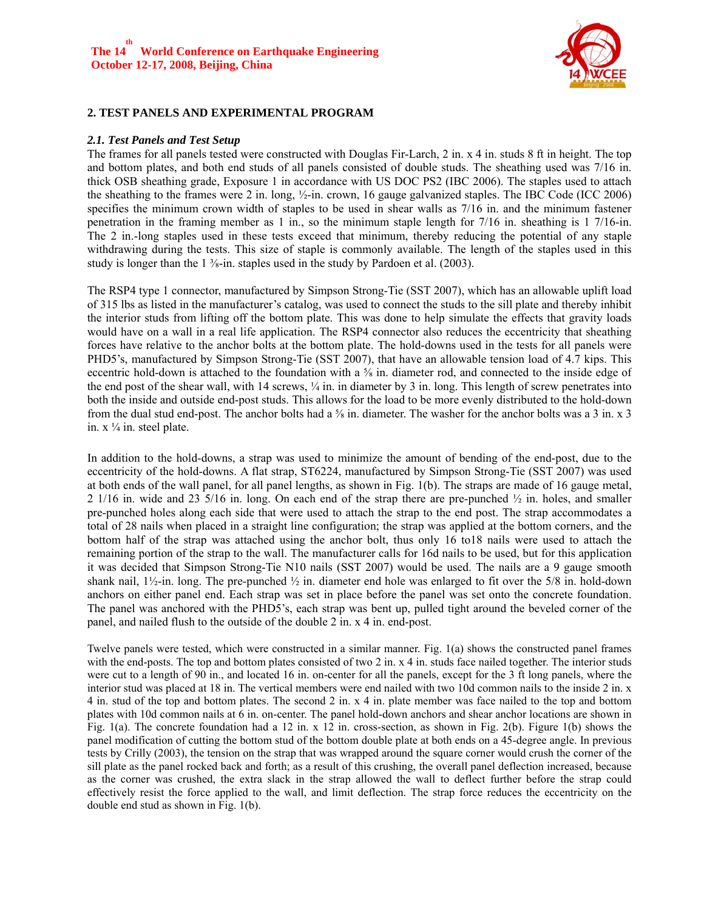## 2. TEST PANELS AND EXPERIMENTAL PROGRAM

### *2.1. Test Panels and Test Setup*

The frames for all panels tested were constructed with Douglas Fir-Larch, 2 in. x 4 in. studs 8 ft in height. The top and bottom plates, and both end studs of all panels consisted of double studs. The sheathing used was 7/16 in. thick OSB sheathing grade, Exposure 1 in accordance with US DOC PS2 (IBC 2006). The staples used to attach the sheathing to the frames were 2 in. long, ½-in. crown, 16 gauge galvanized staples. The IBC Code (ICC 2006) specifies the minimum crown width of staples to be used in shear walls as 7/16 in. and the minimum fastener penetration in the framing member as 1 in., so the minimum staple length for 7/16 in. sheathing is 1 7/16-in. The 2 in.-long staples used in these tests exceed that minimum, thereby reducing the potential of any staple withdrawing during the tests. This size of staple is commonly available. The length of the staples used in this study is longer than the 1 ⅜-in. staples used in the study by Pardoen et al. (2003).

The RSP4 type 1 connector, manufactured by Simpson Strong-Tie (SST 2007), which has an allowable uplift load of 315 lbs as listed in the manufacturer's catalog, was used to connect the studs to the sill plate and thereby inhibit the interior studs from lifting off the bottom plate. This was done to help simulate the effects that gravity loads would have on a wall in a real life application. The RSP4 connector also reduces the eccentricity that sheathing forces have relative to the anchor bolts at the bottom plate. The hold-downs used in the tests for all panels were PHD5's, manufactured by Simpson Strong-Tie (SST 2007), that have an allowable tension load of 4.7 kips. This eccentric hold-down is attached to the foundation with a ⅝ in. diameter rod, and connected to the inside edge of the end post of the shear wall, with 14 screws, ¼ in. in diameter by 3 in. long. This length of screw penetrates into both the inside and outside end-post studs. This allows for the load to be more evenly distributed to the hold-down from the dual stud end-post. The anchor bolts had a ⅝ in. diameter. The washer for the anchor bolts was a 3 in. x 3 in. x ¼ in. steel plate.

In addition to the hold-downs, a strap was used to minimize the amount of bending of the end-post, due to the eccentricity of the hold-downs. A flat strap, ST6224, manufactured by Simpson Strong-Tie (SST 2007) was used at both ends of the wall panel, for all panel lengths, as shown in Fig. 1(b). The straps are made of 16 gauge metal, 2 1/16 in. wide and 23 5/16 in. long. On each end of the strap there are pre-punched ½ in. holes, and smaller pre-punched holes along each side that were used to attach the strap to the end post. The strap accommodates a total of 28 nails when placed in a straight line configuration; the strap was applied at the bottom corners, and the bottom half of the strap was attached using the anchor bolt, thus only 16 to18 nails were used to attach the remaining portion of the strap to the wall. The manufacturer calls for 16d nails to be used, but for this application it was decided that Simpson Strong-Tie N10 nails (SST 2007) would be used. The nails are a 9 gauge smooth shank nail, 1½-in. long. The pre-punched ½ in. diameter end hole was enlarged to fit over the 5/8 in. hold-down anchors on either panel end. Each strap was set in place before the panel was set onto the concrete foundation. The panel was anchored with the PHD5's, each strap was bent up, pulled tight around the beveled corner of the panel, and nailed flush to the outside of the double 2 in. x 4 in. end-post.

Twelve panels were tested, which were constructed in a similar manner. Fig. 1(a) shows the constructed panel frames with the end-posts. The top and bottom plates consisted of two 2 in. x 4 in. studs face nailed together. The interior studs were cut to a length of 90 in., and located 16 in. on-center for all the panels, except for the 3 ft long panels, where the interior stud was placed at 18 in. The vertical members were end nailed with two 10d common nails to the inside 2 in. x 4 in. stud of the top and bottom plates. The second 2 in. x 4 in. plate member was face nailed to the top and bottom plates with 10d common nails at 6 in. on-center. The panel hold-down anchors and shear anchor locations are shown in Fig. 1(a). The concrete foundation had a 12 in. x 12 in. cross-section, as shown in Fig. 2(b). Figure 1(b) shows the panel modification of cutting the bottom stud of the bottom double plate at both ends on a 45-degree angle. In previous tests by Crilly (2003), the tension on the strap that was wrapped around the square corner would crush the corner of the sill plate as the panel rocked back and forth; as a result of this crushing, the overall panel deflection increased, because as the corner was crushed, the extra slack in the strap allowed the wall to deflect further before the strap could effectively resist the force applied to the wall, and limit deflection. The strap force reduces the eccentricity on the double end stud as shown in Fig. 1(b).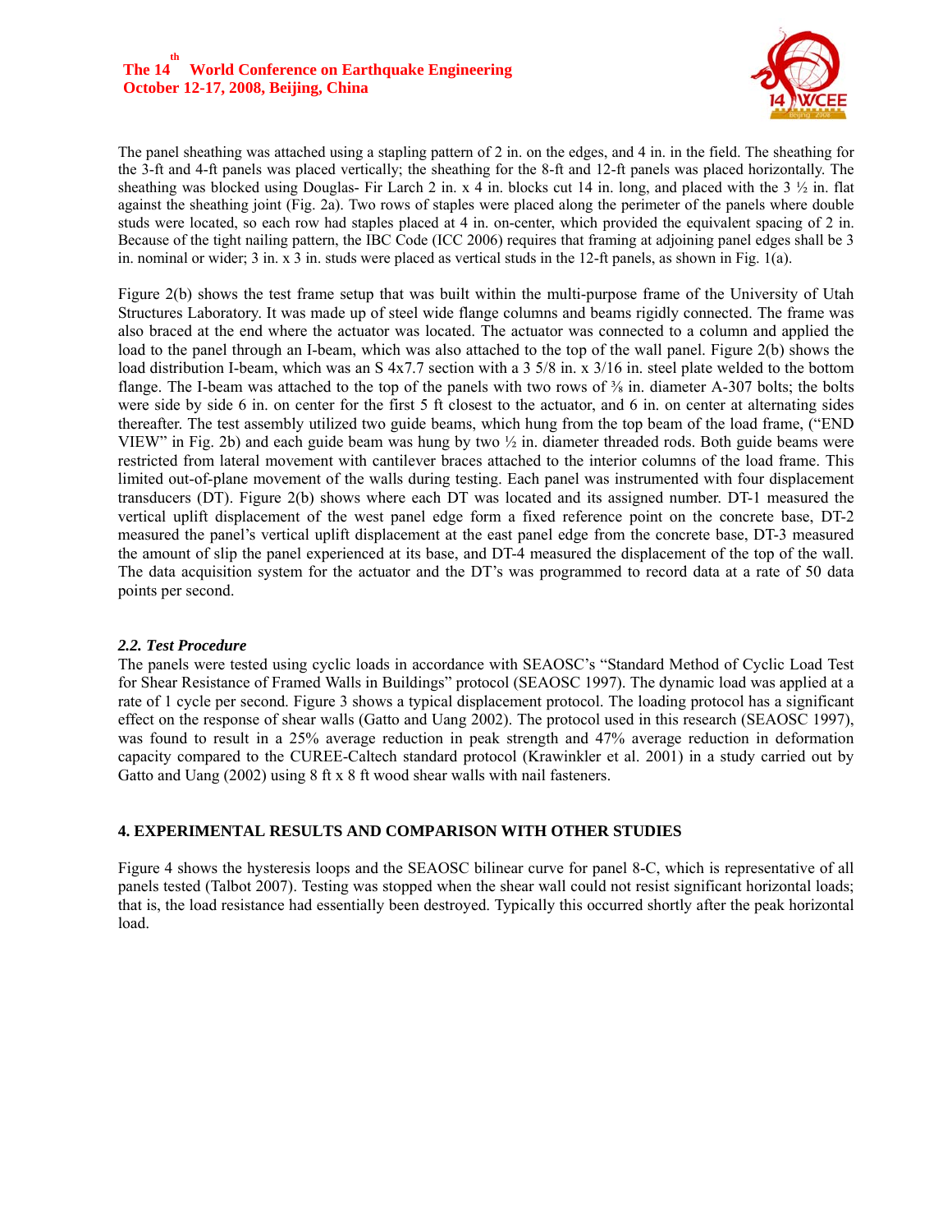The panel sheathing was attached using a stapling pattern of 2 in. on the edges, and 4 in. in the field. The sheathing for the 3-ft and 4-ft panels was placed vertically; the sheathing for the 8-ft and 12-ft panels was placed horizontally. The sheathing was blocked using Douglas- Fir Larch 2 in. x 4 in. blocks cut 14 in. long, and placed with the 3 ½ in. flat against the sheathing joint (Fig. 2a). Two rows of staples were placed along the perimeter of the panels where double studs were located, so each row had staples placed at 4 in. on-center, which provided the equivalent spacing of 2 in. Because of the tight nailing pattern, the IBC Code (ICC 2006) requires that framing at adjoining panel edges shall be 3 in. nominal or wider; 3 in. x 3 in. studs were placed as vertical studs in the 12-ft panels, as shown in Fig. 1(a).

Figure 2(b) shows the test frame setup that was built within the multi-purpose frame of the University of Utah Structures Laboratory. It was made up of steel wide flange columns and beams rigidly connected. The frame was also braced at the end where the actuator was located. The actuator was connected to a column and applied the load to the panel through an I-beam, which was also attached to the top of the wall panel. Figure 2(b) shows the load distribution I-beam, which was an S 4x7.7 section with a 3 5/8 in. x 3/16 in. steel plate welded to the bottom flange. The I-beam was attached to the top of the panels with two rows of ⅜ in. diameter A-307 bolts; the bolts were side by side 6 in. on center for the first 5 ft closest to the actuator, and 6 in. on center at alternating sides thereafter. The test assembly utilized two guide beams, which hung from the top beam of the load frame, ("END VIEW" in Fig. 2b) and each guide beam was hung by two ½ in. diameter threaded rods. Both guide beams were restricted from lateral movement with cantilever braces attached to the interior columns of the load frame. This limited out-of-plane movement of the walls during testing. Each panel was instrumented with four displacement transducers (DT). Figure 2(b) shows where each DT was located and its assigned number. DT-1 measured the vertical uplift displacement of the west panel edge form a fixed reference point on the concrete base, DT-2 measured the panel's vertical uplift displacement at the east panel edge from the concrete base, DT-3 measured the amount of slip the panel experienced at its base, and DT-4 measured the displacement of the top of the wall. The data acquisition system for the actuator and the DT's was programmed to record data at a rate of 50 data points per second.

### *2.2. Test Procedure*

The panels were tested using cyclic loads in accordance with SEAOSC's "Standard Method of Cyclic Load Test for Shear Resistance of Framed Walls in Buildings" protocol (SEAOSC 1997). The dynamic load was applied at a rate of 1 cycle per second. Figure 3 shows a typical displacement protocol. The loading protocol has a significant effect on the response of shear walls (Gatto and Uang 2002). The protocol used in this research (SEAOSC 1997), was found to result in a 25% average reduction in peak strength and 47% average reduction in deformation capacity compared to the CUREE-Caltech standard protocol (Krawinkler et al. 2001) in a study carried out by Gatto and Uang (2002) using 8 ft x 8 ft wood shear walls with nail fasteners.

## 4. EXPERIMENTAL RESULTS AND COMPARISON WITH OTHER STUDIES

Figure 4 shows the hysteresis loops and the SEAOSC bilinear curve for panel 8-C, which is representative of all panels tested (Talbot 2007). Testing was stopped when the shear wall could not resist significant horizontal loads; that is, the load resistance had essentially been destroyed. Typically this occurred shortly after the peak horizontal load.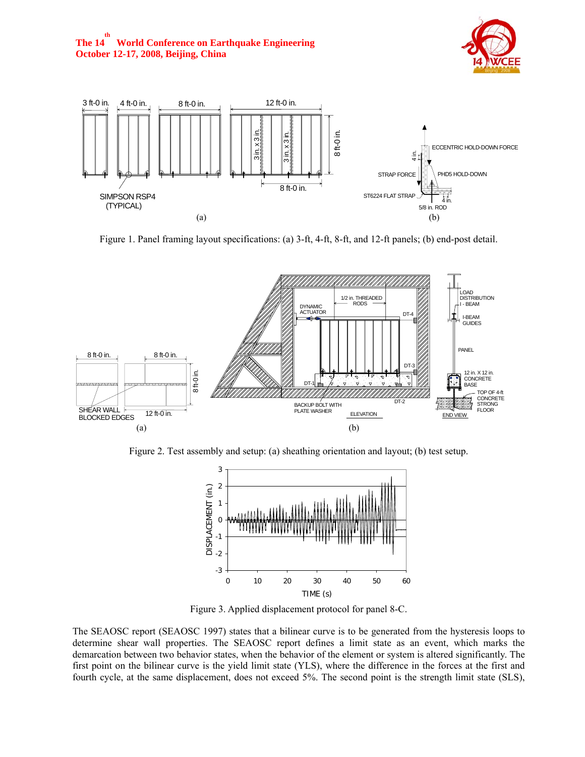Figure 1. Panel framing layout specifications: (a) 3-ft, 4-ft, 8-ft, and 12-ft panels; (b) end-post detail.

Figure 2. Test assembly and setup: (a) sheathing orientation and layout; (b) test setup.

Figure 3. Applied displacement protocol for panel 8-C.

The SEAOSC report (SEAOSC 1997) states that a bilinear curve is to be generated from the hysteresis loops to determine shear wall properties. The SEAOSC report defines a limit state as an event, which marks the demarcation between two behavior states, when the behavior of the element or system is altered significantly. The first point on the bilinear curve is the yield limit state (YLS), where the difference in the forces at the first and fourth cycle, at the same displacement, does not exceed 5%. The second point is the strength limit state (SLS),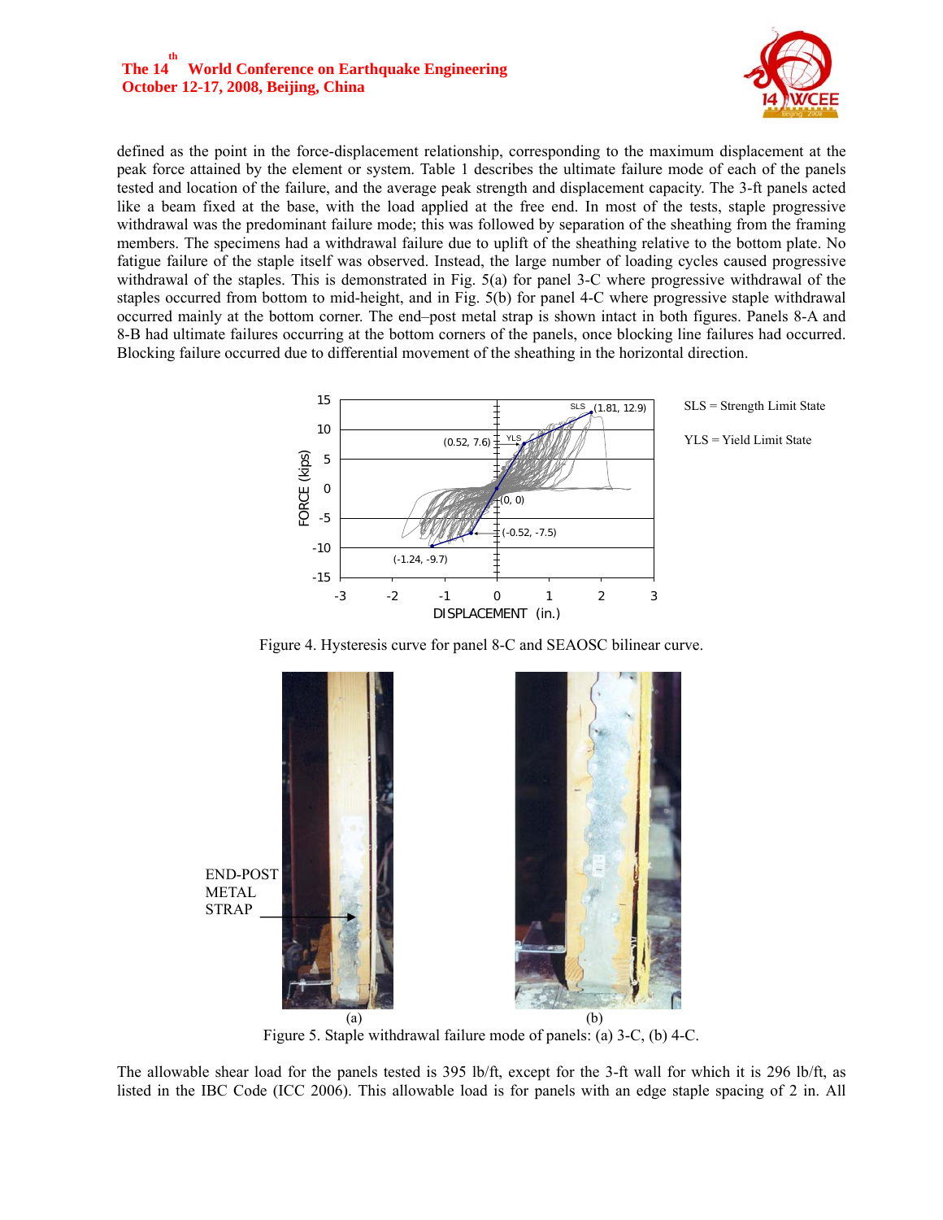defined as the point in the force-displacement relationship, corresponding to the maximum displacement at the peak force attained by the element or system. Table 1 describes the ultimate failure mode of each of the panels tested and location of the failure, and the average peak strength and displacement capacity. The 3-ft panels acted like a beam fixed at the base, with the load applied at the free end. In most of the tests, staple progressive withdrawal was the predominant failure mode; this was followed by separation of the sheathing from the framing members. The specimens had a withdrawal failure due to uplift of the sheathing relative to the bottom plate. No fatigue failure of the staple itself was observed. Instead, the large number of loading cycles caused progressive withdrawal of the staples. This is demonstrated in Fig. 5(a) for panel 3-C where progressive withdrawal of the staples occurred from bottom to mid-height, and in Fig. 5(b) for panel 4-C where progressive staple withdrawal occurred mainly at the bottom corner. The end–post metal strap is shown intact in both figures. Panels 8-A and 8-B had ultimate failures occurring at the bottom corners of the panels, once blocking line failures had occurred. Blocking failure occurred due to differential movement of the sheathing in the horizontal direction.

Figure 4. Hysteresis curve for panel 8-C and SEAOSC bilinear curve.

Figure 5. Staple withdrawal failure mode of panels: (a) 3-C, (b) 4-C.

The allowable shear load for the panels tested is 395 lb/ft, except for the 3-ft wall for which it is 296 lb/ft, as listed in the IBC Code (ICC 2006). This allowable load is for panels with an edge staple spacing of 2 in. All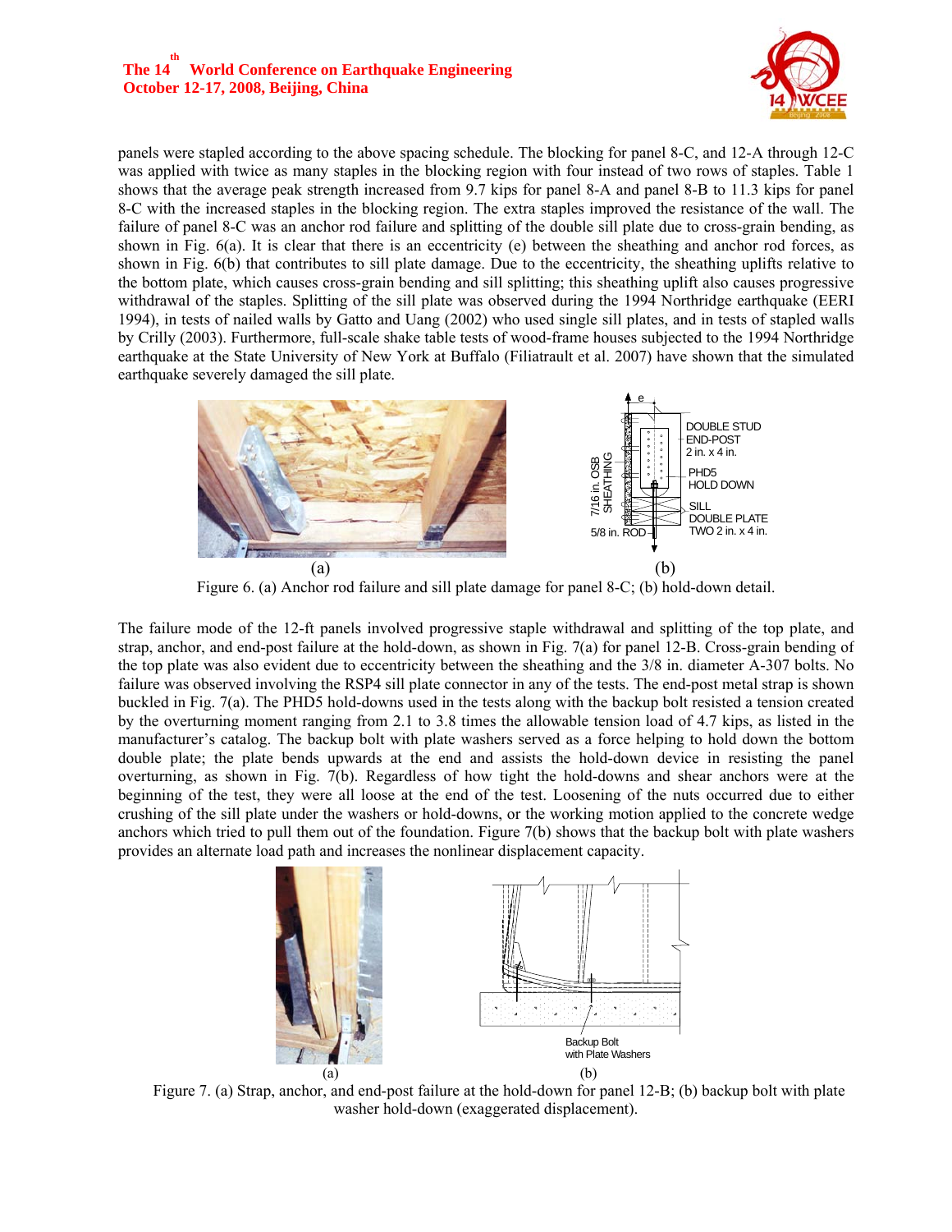panels were stapled according to the above spacing schedule. The blocking for panel 8-C, and 12-A through 12-C was applied with twice as many staples in the blocking region with four instead of two rows of staples. Table 1 shows that the average peak strength increased from 9.7 kips for panel 8-A and panel 8-B to 11.3 kips for panel 8-C with the increased staples in the blocking region. The extra staples improved the resistance of the wall. The failure of panel 8-C was an anchor rod failure and splitting of the double sill plate due to cross-grain bending, as shown in Fig. 6(a). It is clear that there is an eccentricity (e) between the sheathing and anchor rod forces, as shown in Fig. 6(b) that contributes to sill plate damage. Due to the eccentricity, the sheathing uplifts relative to the bottom plate, which causes cross-grain bending and sill splitting; this sheathing uplift also causes progressive withdrawal of the staples. Splitting of the sill plate was observed during the 1994 Northridge earthquake (EERI 1994), in tests of nailed walls by Gatto and Uang (2002) who used single sill plates, and in tests of stapled walls by Crilly (2003). Furthermore, full-scale shake table tests of wood-frame houses subjected to the 1994 Northridge earthquake at the State University of New York at Buffalo (Filiatrault et al. 2007) have shown that the simulated earthquake severely damaged the sill plate.

Figure 6. (a) Anchor rod failure and sill plate damage for panel 8-C; (b) hold-down detail.

The failure mode of the 12-ft panels involved progressive staple withdrawal and splitting of the top plate, and strap, anchor, and end-post failure at the hold-down, as shown in Fig. 7(a) for panel 12-B. Cross-grain bending of the top plate was also evident due to eccentricity between the sheathing and the 3/8 in. diameter A-307 bolts. No failure was observed involving the RSP4 sill plate connector in any of the tests. The end-post metal strap is shown buckled in Fig. 7(a). The PHD5 hold-downs used in the tests along with the backup bolt resisted a tension created by the overturning moment ranging from 2.1 to 3.8 times the allowable tension load of 4.7 kips, as listed in the manufacturer's catalog. The backup bolt with plate washers served as a force helping to hold down the bottom double plate; the plate bends upwards at the end and assists the hold-down device in resisting the panel overturning, as shown in Fig. 7(b). Regardless of how tight the hold-downs and shear anchors were at the beginning of the test, they were all loose at the end of the test. Loosening of the nuts occurred due to either crushing of the sill plate under the washers or hold-downs, or the working motion applied to the concrete wedge anchors which tried to pull them out of the foundation. Figure 7(b) shows that the backup bolt with plate washers provides an alternate load path and increases the nonlinear displacement capacity.

Figure 7. (a) Strap, anchor, and end-post failure at the hold-down for panel 12-B; (b) backup bolt with plate washer hold-down (exaggerated displacement).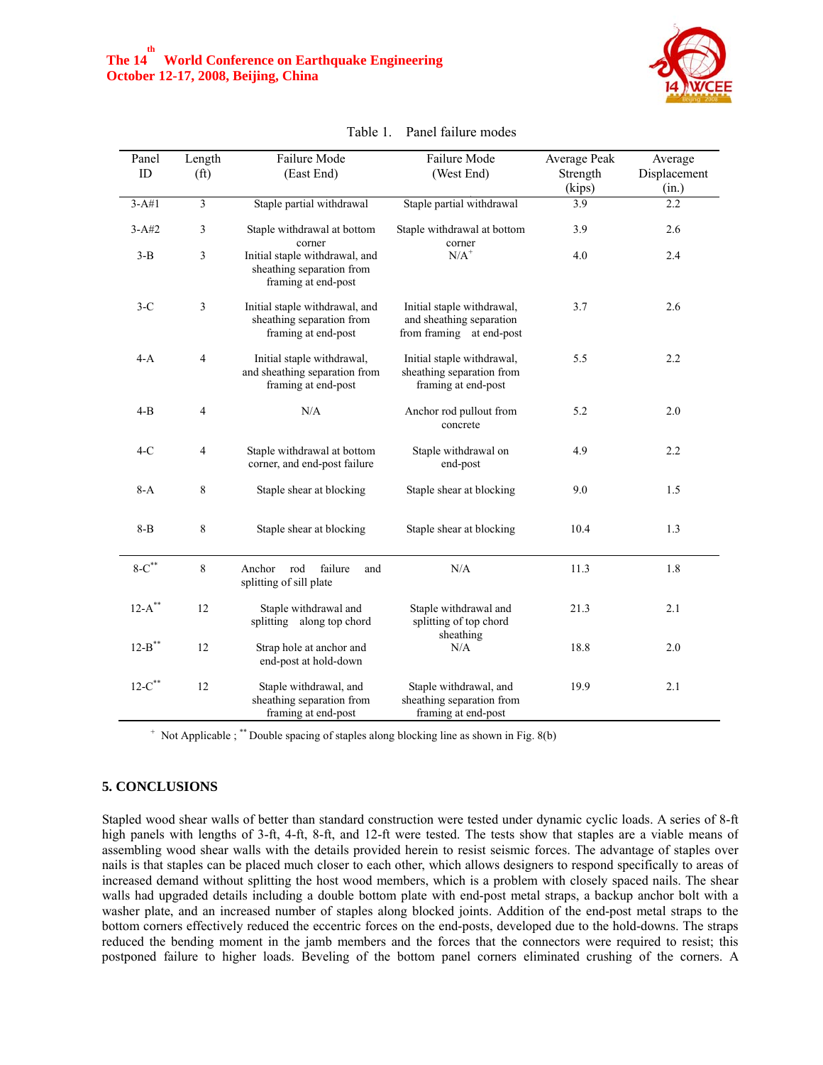Table 1. Panel failure modes

| Panel ID | Length (ft) | Failure Mode (East End) | Failure Mode (West End) | Average Peak Strength (kips) | Average Displacement (in.) |
|---|---|---|---|---|---|
| 3-A#1 | 3 | Staple partial withdrawal | Staple partial withdrawal | 3.9 | 2.2 |
| 3-A#2 | 3 | Staple withdrawal at bottom corner | Staple withdrawal at bottom corner | 3.9 | 2.6 |
| 3-B | 3 | Initial staple withdrawal, and sheathing separation from framing at end-post | N/A+ | 4.0 | 2.4 |
| 3-C | 3 | Initial staple withdrawal, and sheathing separation from framing at end-post | Initial staple withdrawal, and sheathing separation from framing at end-post | 3.7 | 2.6 |
| 4-A | 4 | Initial staple withdrawal, and sheathing separation from framing at end-post | Initial staple withdrawal, sheathing separation from framing at end-post | 5.5 | 2.2 |
| 4-B | 4 | N/A | Anchor rod pullout from concrete | 5.2 | 2.0 |
| 4-C | 4 | Staple withdrawal at bottom corner, and end-post failure | Staple withdrawal on end-post | 4.9 | 2.2 |
| 8-A | 8 | Staple shear at blocking | Staple shear at blocking | 9.0 | 1.5 |
| 8-B | 8 | Staple shear at blocking | Staple shear at blocking | 10.4 | 1.3 |
| 8-C** | 8 | Anchor rod failure and splitting of sill plate | N/A | 11.3 | 1.8 |
| 12-A** | 12 | Staple withdrawal and splitting along top chord | Staple withdrawal and splitting of top chord sheathing | 21.3 | 2.1 |
| 12-B** | 12 | Strap hole at anchor and end-post at hold-down | N/A | 18.8 | 2.0 |
| 12-C** | 12 | Staple withdrawal, and sheathing separation from framing at end-post | Staple withdrawal, and sheathing separation from framing at end-post | 19.9 | 2.1 |

+ Not Applicable ; ** Double spacing of staples along blocking line as shown in Fig. 8(b)

## 5. CONCLUSIONS

Stapled wood shear walls of better than standard construction were tested under dynamic cyclic loads. A series of 8-ft high panels with lengths of 3-ft, 4-ft, 8-ft, and 12-ft were tested. The tests show that staples are a viable means of assembling wood shear walls with the details provided herein to resist seismic forces. The advantage of staples over nails is that staples can be placed much closer to each other, which allows designers to respond specifically to areas of increased demand without splitting the host wood members, which is a problem with closely spaced nails. The shear walls had upgraded details including a double bottom plate with end-post metal straps, a backup anchor bolt with a washer plate, and an increased number of staples along blocked joints. Addition of the end-post metal straps to the bottom corners effectively reduced the eccentric forces on the end-posts, developed due to the hold-downs. The straps reduced the bending moment in the jamb members and the forces that the connectors were required to resist; this postponed failure to higher loads. Beveling of the bottom panel corners eliminated crushing of the corners. A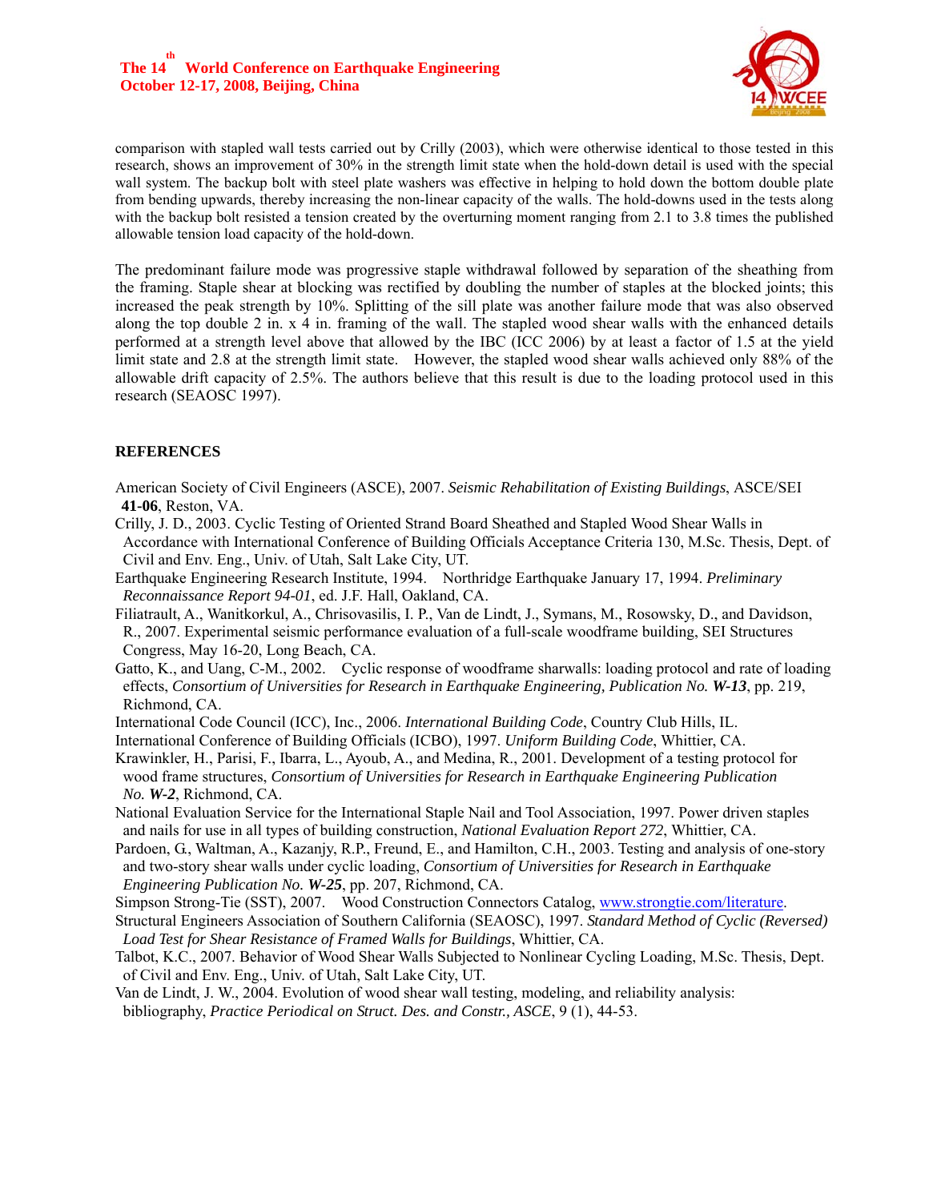comparison with stapled wall tests carried out by Crilly (2003), which were otherwise identical to those tested in this research, shows an improvement of 30% in the strength limit state when the hold-down detail is used with the special wall system. The backup bolt with steel plate washers was effective in helping to hold down the bottom double plate from bending upwards, thereby increasing the non-linear capacity of the walls. The hold-downs used in the tests along with the backup bolt resisted a tension created by the overturning moment ranging from 2.1 to 3.8 times the published allowable tension load capacity of the hold-down.

The predominant failure mode was progressive staple withdrawal followed by separation of the sheathing from the framing. Staple shear at blocking was rectified by doubling the number of staples at the blocked joints; this increased the peak strength by 10%. Splitting of the sill plate was another failure mode that was also observed along the top double 2 in. x 4 in. framing of the wall. The stapled wood shear walls with the enhanced details performed at a strength level above that allowed by the IBC (ICC 2006) by at least a factor of 1.5 at the yield limit state and 2.8 at the strength limit state. However, the stapled wood shear walls achieved only 88% of the allowable drift capacity of 2.5%. The authors believe that this result is due to the loading protocol used in this research (SEAOSC 1997).

## REFERENCES

American Society of Civil Engineers (ASCE), 2007. *Seismic Rehabilitation of Existing Buildings*, ASCE/SEI **41-06**, Reston, VA.

Crilly, J. D., 2003. Cyclic Testing of Oriented Strand Board Sheathed and Stapled Wood Shear Walls in Accordance with International Conference of Building Officials Acceptance Criteria 130, M.Sc. Thesis, Dept. of Civil and Env. Eng., Univ. of Utah, Salt Lake City, UT.

Earthquake Engineering Research Institute, 1994. Northridge Earthquake January 17, 1994. *Preliminary Reconnaissance Report 94-01*, ed. J.F. Hall, Oakland, CA.

Filiatrault, A., Wanitkorkul, A., Chrisovasilis, I. P., Van de Lindt, J., Symans, M., Rosowsky, D., and Davidson, R., 2007. Experimental seismic performance evaluation of a full-scale woodframe building, SEI Structures Congress, May 16-20, Long Beach, CA.

Gatto, K., and Uang, C-M., 2002. Cyclic response of woodframe sharwalls: loading protocol and rate of loading effects, *Consortium of Universities for Research in Earthquake Engineering, Publication No. **W-13***, pp. 219, Richmond, CA.

International Code Council (ICC), Inc., 2006. *International Building Code*, Country Club Hills, IL.

International Conference of Building Officials (ICBO), 1997. *Uniform Building Code*, Whittier, CA.

Krawinkler, H., Parisi, F., Ibarra, L., Ayoub, A., and Medina, R., 2001. Development of a testing protocol for wood frame structures, *Consortium of Universities for Research in Earthquake Engineering Publication No. **W-2***, Richmond, CA.

National Evaluation Service for the International Staple Nail and Tool Association, 1997. Power driven staples and nails for use in all types of building construction, *National Evaluation Report 272*, Whittier, CA.

Pardoen, G., Waltman, A., Kazanjy, R.P., Freund, E., and Hamilton, C.H., 2003. Testing and analysis of one-story and two-story shear walls under cyclic loading, *Consortium of Universities for Research in Earthquake Engineering Publication No. **W-25***, pp. 207, Richmond, CA.

Simpson Strong-Tie (SST), 2007. Wood Construction Connectors Catalog, www.strongtie.com/literature.

Structural Engineers Association of Southern California (SEAOSC), 1997. *Standard Method of Cyclic (Reversed) Load Test for Shear Resistance of Framed Walls for Buildings*, Whittier, CA.

Talbot, K.C., 2007. Behavior of Wood Shear Walls Subjected to Nonlinear Cycling Loading, M.Sc. Thesis, Dept. of Civil and Env. Eng., Univ. of Utah, Salt Lake City, UT.

Van de Lindt, J. W., 2004. Evolution of wood shear wall testing, modeling, and reliability analysis: bibliography, *Practice Periodical on Struct. Des. and Constr., ASCE*, 9 (1), 44-53.